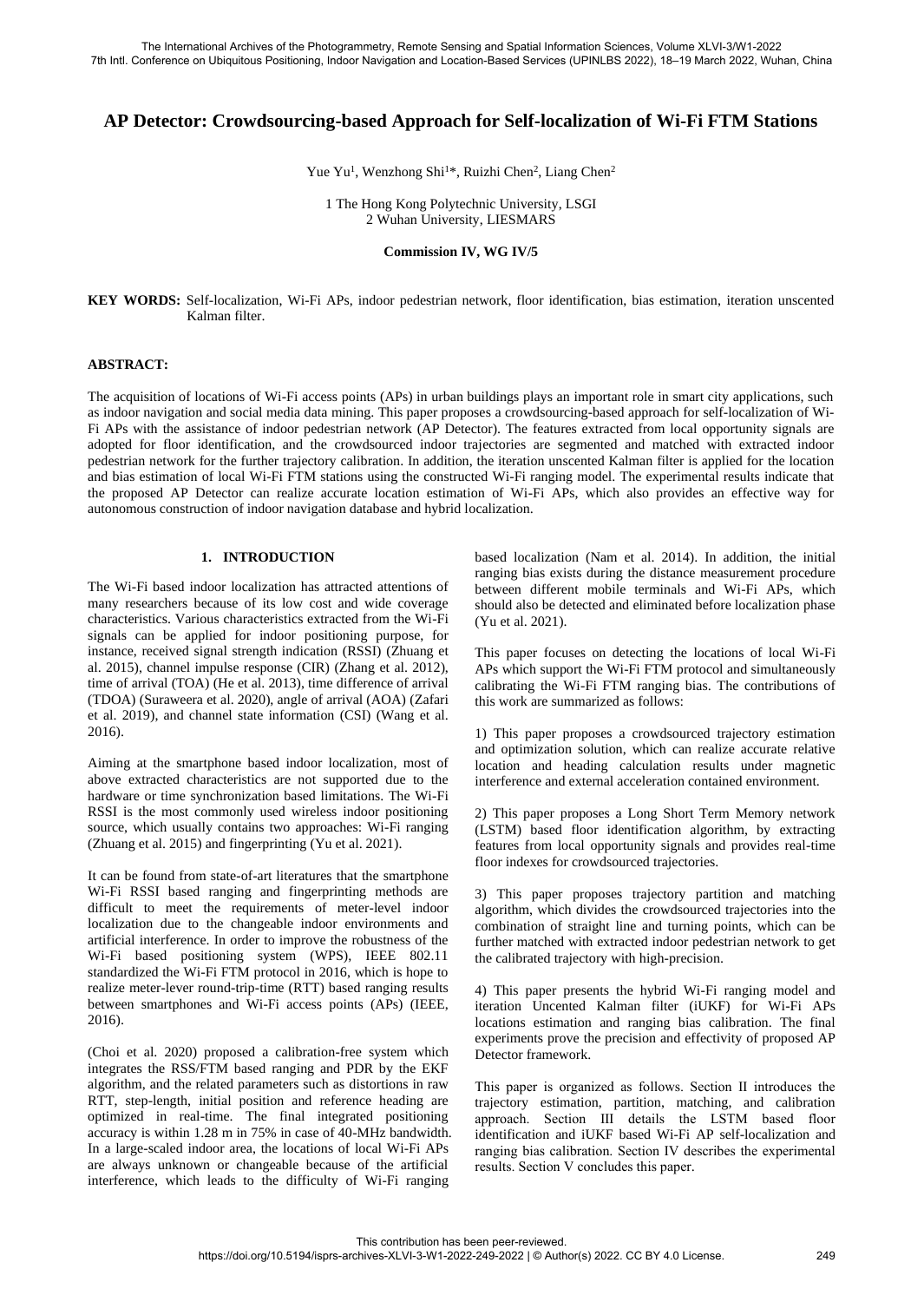# AP Detector: Crowdsourcing-based Approach for Self-localization of Wi-Fi FTM Stations

Yue Yu[1], Wenzhong Shi[1]*, Ruizhi Chen[2], Liang Chen[2]

1 The Hong Kong Polytechnic University, LSGI
2 Wuhan University, LIESMARS

**Commission IV, WG IV/5**

**KEY WORDS:** Self-localization, Wi-Fi APs, indoor pedestrian network, floor identification, bias estimation, iteration unscented Kalman filter.

**ABSTRACT:**

The acquisition of locations of Wi-Fi access points (APs) in urban buildings plays an important role in smart city applications, such as indoor navigation and social media data mining. This paper proposes a crowdsourcing-based approach for self-localization of Wi-Fi APs with the assistance of indoor pedestrian network (AP Detector). The features extracted from local opportunity signals are adopted for floor identification, and the crowdsourced indoor trajectories are segmented and matched with extracted indoor pedestrian network for the further trajectory calibration. In addition, the iteration unscented Kalman filter is applied for the location and bias estimation of local Wi-Fi FTM stations using the constructed Wi-Fi ranging model. The experimental results indicate that the proposed AP Detector can realize accurate location estimation of Wi-Fi APs, which also provides an effective way for autonomous construction of indoor navigation database and hybrid localization.

## 1. INTRODUCTION

The Wi-Fi based indoor localization has attracted attentions of many researchers because of its low cost and wide coverage characteristics. Various characteristics extracted from the Wi-Fi signals can be applied for indoor positioning purpose, for instance, received signal strength indication (RSSI) (Zhuang et al. 2015), channel impulse response (CIR) (Zhang et al. 2012), time of arrival (TOA) (He et al. 2013), time difference of arrival (TDOA) (Suraweera et al. 2020), angle of arrival (AOA) (Zafari et al. 2019), and channel state information (CSI) (Wang et al. 2016).

Aiming at the smartphone based indoor localization, most of above extracted characteristics are not supported due to the hardware or time synchronization based limitations. The Wi-Fi RSSI is the most commonly used wireless indoor positioning source, which usually contains two approaches: Wi-Fi ranging (Zhuang et al. 2015) and fingerprinting (Yu et al. 2021).

It can be found from state-of-art literatures that the smartphone Wi-Fi RSSI based ranging and fingerprinting methods are difficult to meet the requirements of meter-level indoor localization due to the changeable indoor environments and artificial interference. In order to improve the robustness of the Wi-Fi based positioning system (WPS), IEEE 802.11 standardized the Wi-Fi FTM protocol in 2016, which is hope to realize meter-lever round-trip-time (RTT) based ranging results between smartphones and Wi-Fi access points (APs) (IEEE, 2016).

(Choi et al. 2020) proposed a calibration-free system which integrates the RSS/FTM based ranging and PDR by the EKF algorithm, and the related parameters such as distortions in raw RTT, step-length, initial position and reference heading are optimized in real-time. The final integrated positioning accuracy is within 1.28 m in 75% in case of 40-MHz bandwidth. In a large-scaled indoor area, the locations of local Wi-Fi APs are always unknown or changeable because of the artificial interference, which leads to the difficulty of Wi-Fi ranging based localization (Nam et al. 2014). In addition, the initial ranging bias exists during the distance measurement procedure between different mobile terminals and Wi-Fi APs, which should also be detected and eliminated before localization phase (Yu et al. 2021).

This paper focuses on detecting the locations of local Wi-Fi APs which support the Wi-Fi FTM protocol and simultaneously calibrating the Wi-Fi FTM ranging bias. The contributions of this work are summarized as follows:

1) This paper proposes a crowdsourced trajectory estimation and optimization solution, which can realize accurate relative location and heading calculation results under magnetic interference and external acceleration contained environment.

2) This paper proposes a Long Short Term Memory network (LSTM) based floor identification algorithm, by extracting features from local opportunity signals and provides real-time floor indexes for crowdsourced trajectories.

3) This paper proposes trajectory partition and matching algorithm, which divides the crowdsourced trajectories into the combination of straight line and turning points, which can be further matched with extracted indoor pedestrian network to get the calibrated trajectory with high-precision.

4) This paper presents the hybrid Wi-Fi ranging model and iteration Uncented Kalman filter (iUKF) for Wi-Fi APs locations estimation and ranging bias calibration. The final experiments prove the precision and effectivity of proposed AP Detector framework.

This paper is organized as follows. Section II introduces the trajectory estimation, partition, matching, and calibration approach. Section III details the LSTM based floor identification and iUKF based Wi-Fi AP self-localization and ranging bias calibration. Section IV describes the experimental results. Section V concludes this paper.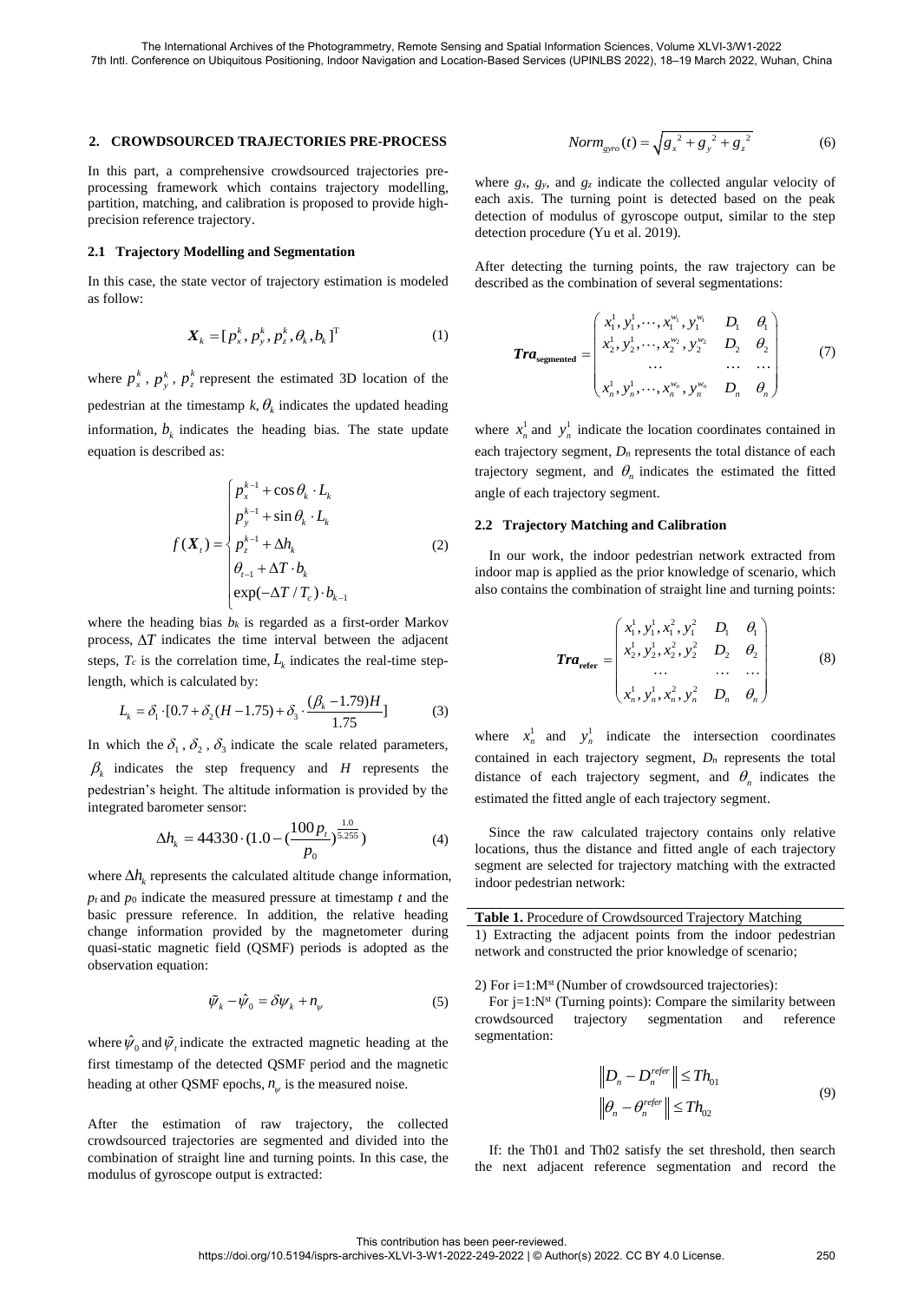## 2. CROWDSOURCED TRAJECTORIES PRE-PROCESS

In this part, a comprehensive crowdsourced trajectories pre-processing framework which contains trajectory modelling, partition, matching, and calibration is proposed to provide high-precision reference trajectory.

### 2.1 Trajectory Modelling and Segmentation

In this case, the state vector of trajectory estimation is modeled as follow:

$$\boldsymbol{X}_k = [p_x^k, p_y^k, p_z^k, \theta_k, b_k]^{\mathrm{T}} \tag{1}$$

where $p_x^k$, $p_y^k$, $p_z^k$ represent the estimated 3D location of the pedestrian at the timestamp $k$, $\theta_k$ indicates the updated heading information, $b_k$ indicates the heading bias. The state update equation is described as:

$$f(\boldsymbol{X}_t) = \begin{cases} p_x^{k-1} + \cos\theta_k \cdot L_k \\ p_y^{k-1} + \sin\theta_k \cdot L_k \\ p_z^{k-1} + \Delta h_k \\ \theta_{t-1} + \Delta T \cdot b_k \\ \exp(-\Delta T / T_c) \cdot b_{k-1} \end{cases} \tag{2}$$

where the heading bias $b_k$ is regarded as a first-order Markov process, $\Delta T$ indicates the time interval between the adjacent steps, $T_c$ is the correlation time, $L_k$ indicates the real-time step-length, which is calculated by:

$$L_k = \delta_1 \cdot [0.7 + \delta_2 (H - 1.75) + \delta_3 \cdot \frac{(\beta_k - 1.79)H}{1.75}] \tag{3}$$

In which the $\delta_1$, $\delta_2$, $\delta_3$ indicate the scale related parameters, $\beta_k$ indicates the step frequency and $H$ represents the pedestrian's height. The altitude information is provided by the integrated barometer sensor:

$$\Delta h_k = 44330 \cdot (1.0 - (\frac{100 p_t}{p_0})^{\frac{1.0}{5.255}}) \tag{4}$$

where $\Delta h_k$ represents the calculated altitude change information, $p_t$ and $p_0$ indicate the measured pressure at timestamp $t$ and the basic pressure reference. In addition, the relative heading change information provided by the magnetometer during quasi-static magnetic field (QSMF) periods is adopted as the observation equation:

$$\tilde{\psi}_k - \hat{\psi}_0 = \delta\psi_k + n_\psi \tag{5}$$

where $\hat{\psi}_0$ and $\tilde{\psi}_t$ indicate the extracted magnetic heading at the first timestamp of the detected QSMF period and the magnetic heading at other QSMF epochs, $n_\psi$ is the measured noise.

After the estimation of raw trajectory, the collected crowdsourced trajectories are segmented and divided into the combination of straight line and turning points. In this case, the modulus of gyroscope output is extracted:

$$Norm_{gyro}(t) = \sqrt{{g_x}^2 + {g_y}^2 + {g_z}^2} \tag{6}$$

where $g_x$, $g_y$, and $g_z$ indicate the collected angular velocity of each axis. The turning point is detected based on the peak detection of modulus of gyroscope output, similar to the step detection procedure (Yu et al. 2019).

After detecting the turning points, the raw trajectory can be described as the combination of several segmentations:

$$\boldsymbol{Tra}_{\mathbf{segmented}} = \begin{pmatrix} x_1^1, y_1^1, \cdots, x_1^{w_1}, y_1^{w_1} & D_1 & \theta_1 \\ x_2^1, y_2^1, \cdots, x_2^{w_2}, y_2^{w_2} & D_2 & \theta_2 \\ \cdots & \cdots & \cdots \\ x_n^1, y_n^1, \cdots, x_n^{w_n}, y_n^{w_n} & D_n & \theta_n \end{pmatrix} \tag{7}$$

where $x_n^1$ and $y_n^1$ indicate the location coordinates contained in each trajectory segment, $D_n$ represents the total distance of each trajectory segment, and $\theta_n$ indicates the estimated the fitted angle of each trajectory segment.

### 2.2 Trajectory Matching and Calibration

In our work, the indoor pedestrian network extracted from indoor map is applied as the prior knowledge of scenario, which also contains the combination of straight line and turning points:

$$\boldsymbol{Tra}_{\mathbf{refer}} = \begin{pmatrix} x_1^1, y_1^1, x_1^2, y_1^2 & D_1 & \theta_1 \\ x_2^1, y_2^1, x_2^2, y_2^2 & D_2 & \theta_2 \\ \cdots & \cdots & \cdots \\ x_n^1, y_n^1, x_n^2, y_n^2 & D_n & \theta_n \end{pmatrix} \tag{8}$$

where $x_n^1$ and $y_n^1$ indicate the intersection coordinates contained in each trajectory segment, $D_n$ represents the total distance of each trajectory segment, and $\theta_n$ indicates the estimated the fitted angle of each trajectory segment.

Since the raw calculated trajectory contains only relative locations, thus the distance and fitted angle of each trajectory segment are selected for trajectory matching with the extracted indoor pedestrian network:

**Table 1.** Procedure of Crowdsourced Trajectory Matching

1) Extracting the adjacent points from the indoor pedestrian network and constructed the prior knowledge of scenario;

2) For i=1:M[st] (Number of crowdsourced trajectories):

For j=1:N[st] (Turning points): Compare the similarity between crowdsourced trajectory segmentation and reference segmentation:

$$\begin{aligned} \left\| D_n - D_n^{refer} \right\| &\leq Th_{01} \\ \left\| \theta_n - \theta_n^{refer} \right\| &\leq Th_{02} \end{aligned} \tag{9}$$

If: the Th01 and Th02 satisfy the set threshold, then search the next adjacent reference segmentation and record the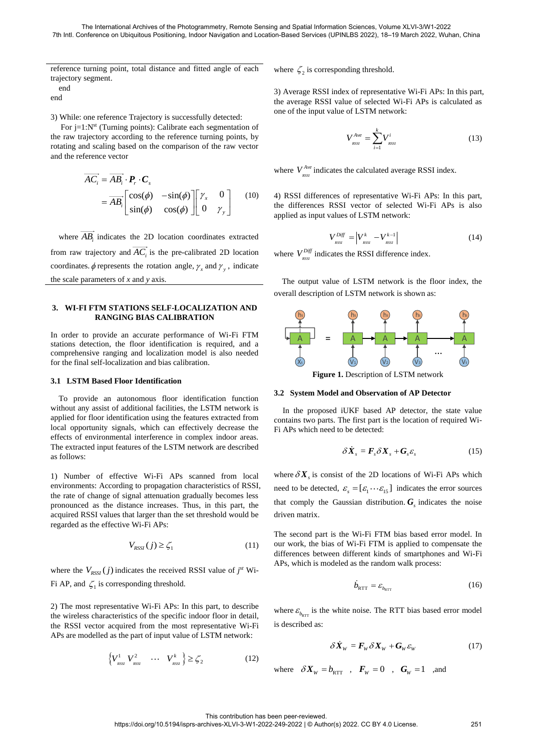reference turning point, total distance and fitted angle of each trajectory segment.

end

end

3) While: one reference Trajectory is successfully detected:

For j=1:N[st] (Turning points): Calibrate each segmentation of the raw trajectory according to the reference turning points, by rotating and scaling based on the comparison of the raw vector and the reference vector

$$
\begin{aligned}
\overrightarrow{AC_i} &= \overrightarrow{AB_i} \cdot \boldsymbol{P}_r \cdot \boldsymbol{C}_s \\
&= \overrightarrow{AB_i} \begin{bmatrix} \cos(\phi) & -\sin(\phi) \\ \sin(\phi) & \cos(\phi) \end{bmatrix} \begin{bmatrix} \gamma_x & 0 \\ 0 & \gamma_y \end{bmatrix}
\end{aligned} \tag{10}
$$

where $\overrightarrow{AB_i}$ indicates the 2D location coordinates extracted from raw trajectory and $\overrightarrow{AC_i}$ is the pre-calibrated 2D location coordinates. $\phi$ represents the rotation angle, $\gamma_x$ and $\gamma_y$, indicate the scale parameters of *x* and *y* axis.

## 3. WI-FI FTM STATIONS SELF-LOCALIZATION AND RANGING BIAS CALIBRATION

In order to provide an accurate performance of Wi-Fi FTM stations detection, the floor identification is required, and a comprehensive ranging and localization model is also needed for the final self-localization and bias calibration.

### 3.1 LSTM Based Floor Identification

To provide an autonomous floor identification function without any assist of additional facilities, the LSTM network is applied for floor identification using the features extracted from local opportunity signals, which can effectively decrease the effects of environmental interference in complex indoor areas. The extracted input features of the LSTM network are described as follows:

1) Number of effective Wi-Fi APs scanned from local environments: According to propagation characteristics of RSSI, the rate of change of signal attenuation gradually becomes less pronounced as the distance increases. Thus, in this part, the acquired RSSI values that larger than the set threshold would be regarded as the effective Wi-Fi APs:

$$V_{RSSI}(j) \geq \zeta_1 \tag{11}$$

where the $V_{RSSI}(j)$ indicates the received RSSI value of *j*[st] Wi-Fi AP, and $\zeta_1$ is corresponding threshold.

2) The most representative Wi-Fi APs: In this part, to describe the wireless characteristics of the specific indoor floor in detail, the RSSI vector acquired from the most representative Wi-Fi APs are modelled as the part of input value of LSTM network:

$$\left\{ V_{RSSI}^1 \; V_{RSSI}^2 \; \cdots \; V_{RSSI}^k \right\} \geq \zeta_2 \tag{12}$$

where $\zeta_2$ is corresponding threshold.

3) Average RSSI index of representative Wi-Fi APs: In this part, the average RSSI value of selected Wi-Fi APs is calculated as one of the input value of LSTM network:

$$V_{RSSI}^{Ave} = \sum_{i=1}^{k} V_{RSSI}^i \tag{13}$$

where $V_{RSSI}^{Ave}$ indicates the calculated average RSSI index.

4) RSSI differences of representative Wi-Fi APs: In this part, the differences RSSI vector of selected Wi-Fi APs is also applied as input values of LSTM network:

$$V_{RSSI}^{Diff} = \left| V_{RSSI}^k - V_{RSSI}^{k-1} \right| \tag{14}$$

where $V_{RSSI}^{Diff}$ indicates the RSSI difference index.

The output value of LSTM network is the floor index, the overall description of LSTM network is shown as:

**Figure 1.** Description of LSTM network

### 3.2 System Model and Observation of AP Detector

In the proposed iUKF based AP detector, the state value contains two parts. The first part is the location of required Wi-Fi APs which need to be detected:

$$\delta \dot{\boldsymbol{X}}_s = \boldsymbol{F}_s \delta \boldsymbol{X}_s + \boldsymbol{G}_s \varepsilon_s \tag{15}$$

where $\delta \boldsymbol{X}_s$ is consist of the 2D locations of Wi-Fi APs which need to be detected, $\varepsilon_s = [\varepsilon_1 \cdots \varepsilon_{15}]$ indicates the error sources that comply the Gaussian distribution. $\boldsymbol{G}_s$ indicates the noise driven matrix.

The second part is the Wi-Fi FTM bias based error model. In our work, the bias of Wi-Fi FTM is applied to compensate the differences between different kinds of smartphones and Wi-Fi APs, which is modeled as the random walk process:

$$\dot{b}_{\mathrm{RTT}} = \varepsilon_{b_{\mathrm{RTT}}} \tag{16}$$

where $\varepsilon_{b_{\mathrm{RTT}}}$ is the white noise. The RTT bias based error model is described as:

$$\delta \dot{\boldsymbol{X}}_W = \boldsymbol{F}_W \delta \boldsymbol{X}_W + \boldsymbol{G}_W \varepsilon_W \tag{17}$$

where $\delta \boldsymbol{X}_W = b_{\mathrm{RTT}}$, $\boldsymbol{F}_W = 0$, $\boldsymbol{G}_W = 1$, and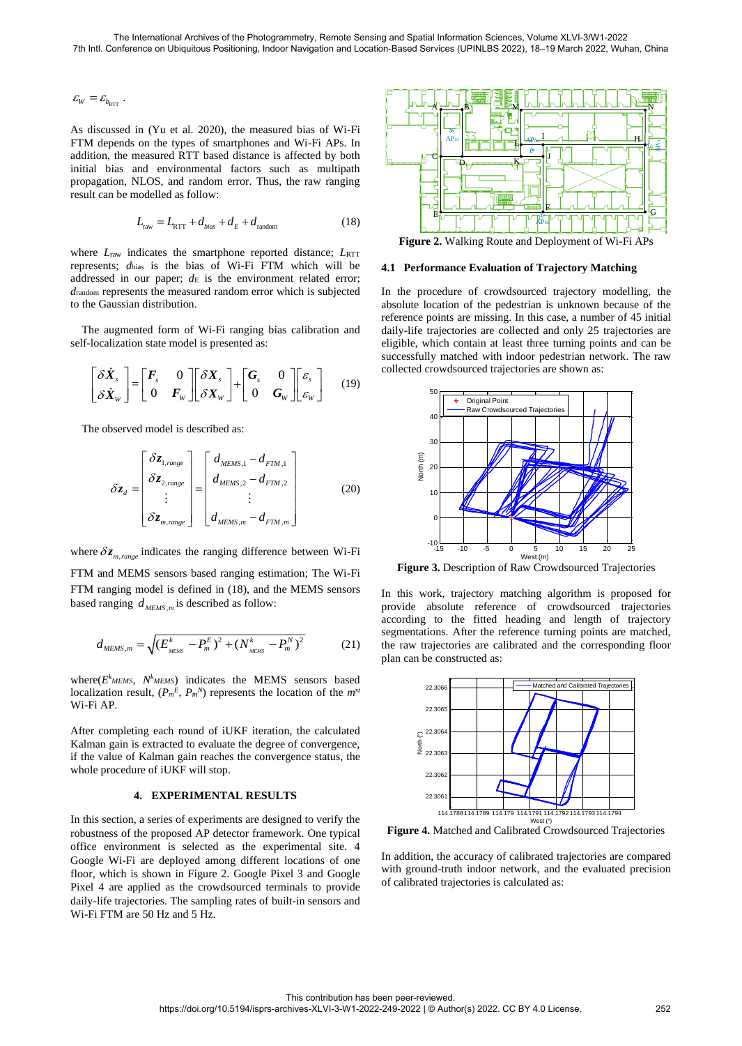$$\varepsilon_W = \varepsilon_{b_{\text{RTT}}} .$$

As discussed in (Yu et al. 2020), the measured bias of Wi-Fi FTM depends on the types of smartphones and Wi-Fi APs. In addition, the measured RTT based distance is affected by both initial bias and environmental factors such as multipath propagation, NLOS, and random error. Thus, the raw ranging result can be modelled as follow:

$$L_{\text{raw}} = L_{\text{RTT}} + d_{bias} + d_E + d_{\text{random}} \tag{18}$$

where $L_{\text{raw}}$ indicates the smartphone reported distance; $L_{\text{RTT}}$ represents; $d_{\text{bias}}$ is the bias of Wi-Fi FTM which will be addressed in our paper; $d_{\text{E}}$ is the environment related error; $d_{\text{random}}$ represents the measured random error which is subjected to the Gaussian distribution.

The augmented form of Wi-Fi ranging bias calibration and self-localization state model is presented as:

$$\begin{bmatrix} \delta \dot{\boldsymbol{X}}_s \\ \delta \dot{\boldsymbol{X}}_W \end{bmatrix} = \begin{bmatrix} \boldsymbol{F}_s & 0 \\ 0 & \boldsymbol{F}_W \end{bmatrix} \begin{bmatrix} \delta \boldsymbol{X}_s \\ \delta \boldsymbol{X}_W \end{bmatrix} + \begin{bmatrix} \boldsymbol{G}_s & 0 \\ 0 & \boldsymbol{G}_W \end{bmatrix} \begin{bmatrix} \varepsilon_s \\ \varepsilon_W \end{bmatrix} \tag{19}$$

The observed model is described as:

$$\delta \boldsymbol{z}_d = \begin{bmatrix} \delta \boldsymbol{z}_{1,range} \\ \delta \boldsymbol{z}_{2,range} \\ \vdots \\ \delta \boldsymbol{z}_{m,range} \end{bmatrix} = \begin{bmatrix} d_{MEMS,1} - d_{FTM,1} \\ d_{MEMS,2} - d_{FTM,2} \\ \vdots \\ d_{MEMS,m} - d_{FTM,m} \end{bmatrix} \tag{20}$$

where $\delta \boldsymbol{z}_{m,range}$ indicates the ranging difference between Wi-Fi FTM and MEMS sensors based ranging estimation; The Wi-Fi FTM ranging model is defined in (18), and the MEMS sensors based ranging $d_{MEMS,m}$ is described as follow:

$$d_{MEMS,m} = \sqrt{(E_{MEMS}^k - P_m^E)^2 + (N_{MEMS}^k - P_m^N)^2} \tag{21}$$

where($E^k_{MEMS}$, $N^k_{MEMS}$) indicates the MEMS sensors based localization result, ($P_m^E$, $P_m^N$) represents the location of the $m^{st}$ Wi-Fi AP.

After completing each round of iUKF iteration, the calculated Kalman gain is extracted to evaluate the degree of convergence, if the value of Kalman gain reaches the convergence status, the whole procedure of iUKF will stop.

## 4. EXPERIMENTAL RESULTS

In this section, a series of experiments are designed to verify the robustness of the proposed AP detector framework. One typical office environment is selected as the experimental site. 4 Google Wi-Fi are deployed among different locations of one floor, which is shown in Figure 2. Google Pixel 3 and Google Pixel 4 are applied as the crowdsourced terminals to provide daily-life trajectories. The sampling rates of built-in sensors and Wi-Fi FTM are 50 Hz and 5 Hz.

**Figure 2.** Walking Route and Deployment of Wi-Fi APs

### 4.1 Performance Evaluation of Trajectory Matching

In the procedure of crowdsourced trajectory modelling, the absolute location of the pedestrian is unknown because of the reference points are missing. In this case, a number of 45 initial daily-life trajectories are collected and only 25 trajectories are eligible, which contain at least three turning points and can be successfully matched with indoor pedestrian network. The raw collected crowdsourced trajectories are shown as:

**Figure 3.** Description of Raw Crowdsourced Trajectories

In this work, trajectory matching algorithm is proposed for provide absolute reference of crowdsourced trajectories according to the fitted heading and length of trajectory segmentations. After the reference turning points are matched, the raw trajectories are calibrated and the corresponding floor plan can be constructed as:

**Figure 4.** Matched and Calibrated Crowdsourced Trajectories

In addition, the accuracy of calibrated trajectories are compared with ground-truth indoor network, and the evaluated precision of calibrated trajectories is calculated as: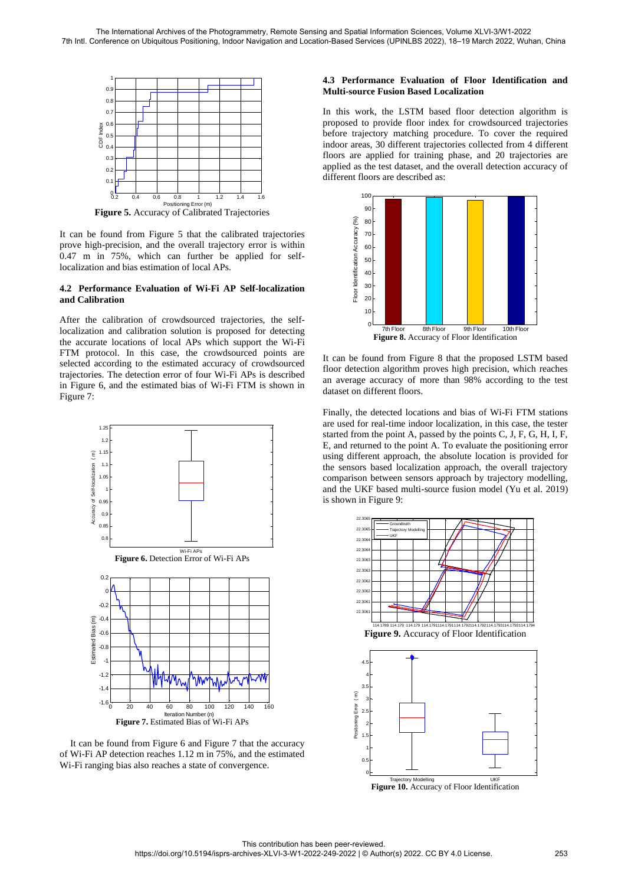Figure 5. Accuracy of Calibrated Trajectories

It can be found from Figure 5 that the calibrated trajectories prove high-precision, and the overall trajectory error is within 0.47 m in 75%, which can further be applied for self-localization and bias estimation of local APs.

### 4.2 Performance Evaluation of Wi-Fi AP Self-localization and Calibration

After the calibration of crowdsourced trajectories, the self-localization and calibration solution is proposed for detecting the accurate locations of local APs which support the Wi-Fi FTM protocol. In this case, the crowdsourced points are selected according to the estimated accuracy of crowdsourced trajectories. The detection error of four Wi-Fi APs is described in Figure 6, and the estimated bias of Wi-Fi FTM is shown in Figure 7:

Figure 6. Detection Error of Wi-Fi APs

Figure 7. Estimated Bias of Wi-Fi APs

It can be found from Figure 6 and Figure 7 that the accuracy of Wi-Fi AP detection reaches 1.12 m in 75%, and the estimated Wi-Fi ranging bias also reaches a state of convergence.

### 4.3 Performance Evaluation of Floor Identification and Multi-source Fusion Based Localization

In this work, the LSTM based floor detection algorithm is proposed to provide floor index for crowdsourced trajectories before trajectory matching procedure. To cover the required indoor areas, 30 different trajectories collected from 4 different floors are applied for training phase, and 20 trajectories are applied as the test dataset, and the overall detection accuracy of different floors are described as:

Figure 8. Accuracy of Floor Identification

It can be found from Figure 8 that the proposed LSTM based floor detection algorithm proves high precision, which reaches an average accuracy of more than 98% according to the test dataset on different floors.

Finally, the detected locations and bias of Wi-Fi FTM stations are used for real-time indoor localization, in this case, the tester started from the point A, passed by the points C, J, F, G, H, I, F, E, and returned to the point A. To evaluate the positioning error using different approach, the absolute location is provided for the sensors based localization approach, the overall trajectory comparison between sensors approach by trajectory modelling, and the UKF based multi-source fusion model (Yu et al. 2019) is shown in Figure 9:

Figure 9. Accuracy of Floor Identification

Figure 10. Accuracy of Floor Identification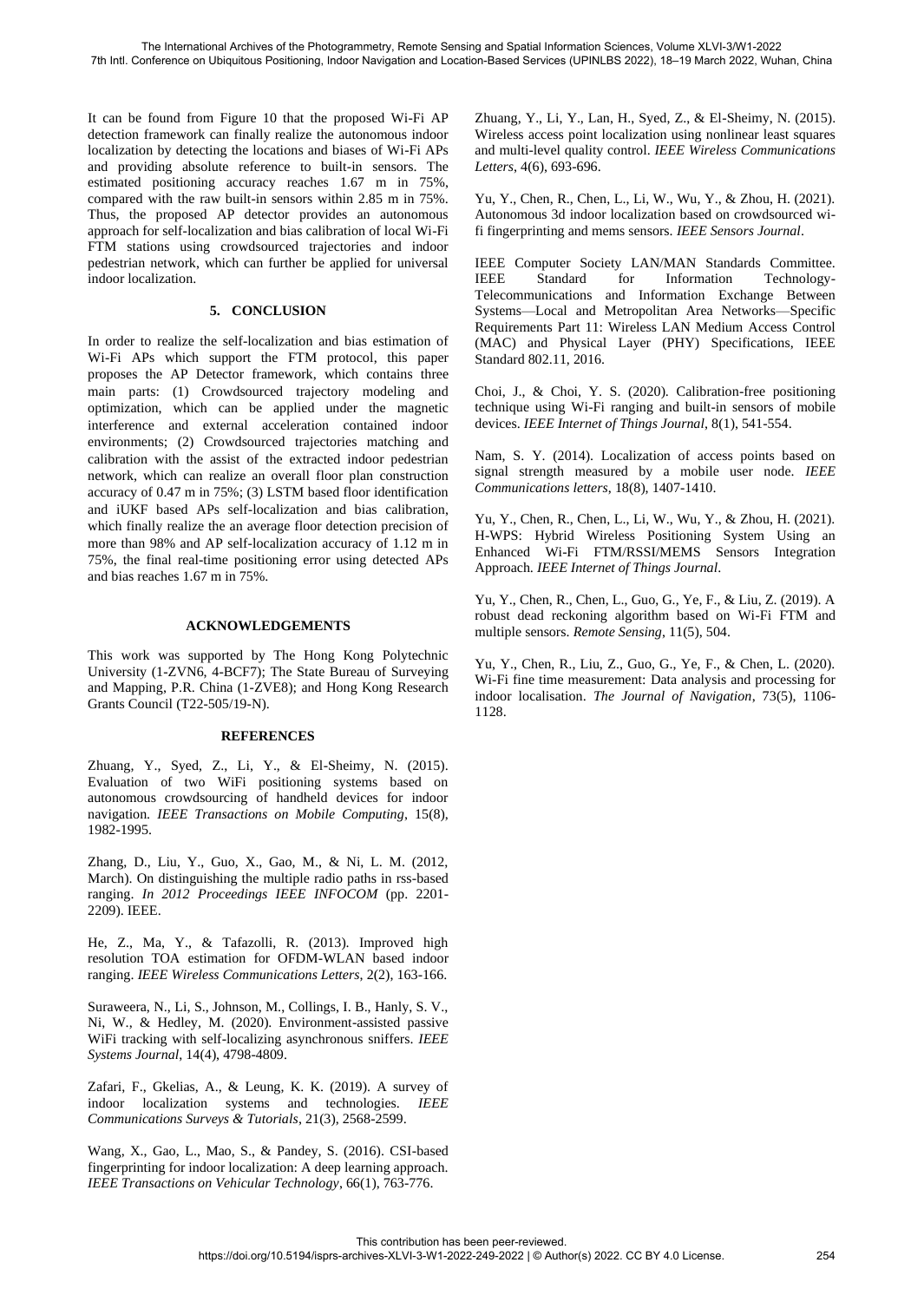It can be found from Figure 10 that the proposed Wi-Fi AP detection framework can finally realize the autonomous indoor localization by detecting the locations and biases of Wi-Fi APs and providing absolute reference to built-in sensors. The estimated positioning accuracy reaches 1.67 m in 75%, compared with the raw built-in sensors within 2.85 m in 75%. Thus, the proposed AP detector provides an autonomous approach for self-localization and bias calibration of local Wi-Fi FTM stations using crowdsourced trajectories and indoor pedestrian network, which can further be applied for universal indoor localization.

## 5. CONCLUSION

In order to realize the self-localization and bias estimation of Wi-Fi APs which support the FTM protocol, this paper proposes the AP Detector framework, which contains three main parts: (1) Crowdsourced trajectory modeling and optimization, which can be applied under the magnetic interference and external acceleration contained indoor environments; (2) Crowdsourced trajectories matching and calibration with the assist of the extracted indoor pedestrian network, which can realize an overall floor plan construction accuracy of 0.47 m in 75%; (3) LSTM based floor identification and iUKF based APs self-localization and bias calibration, which finally realize the an average floor detection precision of more than 98% and AP self-localization accuracy of 1.12 m in 75%, the final real-time positioning error using detected APs and bias reaches 1.67 m in 75%.

## ACKNOWLEDGEMENTS

This work was supported by The Hong Kong Polytechnic University (1-ZVN6, 4-BCF7); The State Bureau of Surveying and Mapping, P.R. China (1-ZVE8); and Hong Kong Research Grants Council (T22-505/19-N).

## REFERENCES

Zhuang, Y., Syed, Z., Li, Y., & El-Sheimy, N. (2015). Evaluation of two WiFi positioning systems based on autonomous crowdsourcing of handheld devices for indoor navigation. *IEEE Transactions on Mobile Computing*, 15(8), 1982-1995.

Zhang, D., Liu, Y., Guo, X., Gao, M., & Ni, L. M. (2012, March). On distinguishing the multiple radio paths in rss-based ranging. *In 2012 Proceedings IEEE INFOCOM* (pp. 2201-2209). IEEE.

He, Z., Ma, Y., & Tafazolli, R. (2013). Improved high resolution TOA estimation for OFDM-WLAN based indoor ranging. *IEEE Wireless Communications Letters*, 2(2), 163-166.

Suraweera, N., Li, S., Johnson, M., Collings, I. B., Hanly, S. V., Ni, W., & Hedley, M. (2020). Environment-assisted passive WiFi tracking with self-localizing asynchronous sniffers. *IEEE Systems Journal*, 14(4), 4798-4809.

Zafari, F., Gkelias, A., & Leung, K. K. (2019). A survey of indoor localization systems and technologies. *IEEE Communications Surveys & Tutorials*, 21(3), 2568-2599.

Wang, X., Gao, L., Mao, S., & Pandey, S. (2016). CSI-based fingerprinting for indoor localization: A deep learning approach. *IEEE Transactions on Vehicular Technology*, 66(1), 763-776.

Zhuang, Y., Li, Y., Lan, H., Syed, Z., & El-Sheimy, N. (2015). Wireless access point localization using nonlinear least squares and multi-level quality control. *IEEE Wireless Communications Letters*, 4(6), 693-696.

Yu, Y., Chen, R., Chen, L., Li, W., Wu, Y., & Zhou, H. (2021). Autonomous 3d indoor localization based on crowdsourced wi-fi fingerprinting and mems sensors. *IEEE Sensors Journal*.

IEEE Computer Society LAN/MAN Standards Committee. IEEE Standard for Information Technology-Telecommunications and Information Exchange Between Systems—Local and Metropolitan Area Networks—Specific Requirements Part 11: Wireless LAN Medium Access Control (MAC) and Physical Layer (PHY) Specifications, IEEE Standard 802.11, 2016.

Choi, J., & Choi, Y. S. (2020). Calibration-free positioning technique using Wi-Fi ranging and built-in sensors of mobile devices. *IEEE Internet of Things Journal*, 8(1), 541-554.

Nam, S. Y. (2014). Localization of access points based on signal strength measured by a mobile user node. *IEEE Communications letters*, 18(8), 1407-1410.

Yu, Y., Chen, R., Chen, L., Li, W., Wu, Y., & Zhou, H. (2021). H-WPS: Hybrid Wireless Positioning System Using an Enhanced Wi-Fi FTM/RSSI/MEMS Sensors Integration Approach. *IEEE Internet of Things Journal*.

Yu, Y., Chen, R., Chen, L., Guo, G., Ye, F., & Liu, Z. (2019). A robust dead reckoning algorithm based on Wi-Fi FTM and multiple sensors. *Remote Sensing*, 11(5), 504.

Yu, Y., Chen, R., Liu, Z., Guo, G., Ye, F., & Chen, L. (2020). Wi-Fi fine time measurement: Data analysis and processing for indoor localisation. *The Journal of Navigation*, 73(5), 1106-1128.